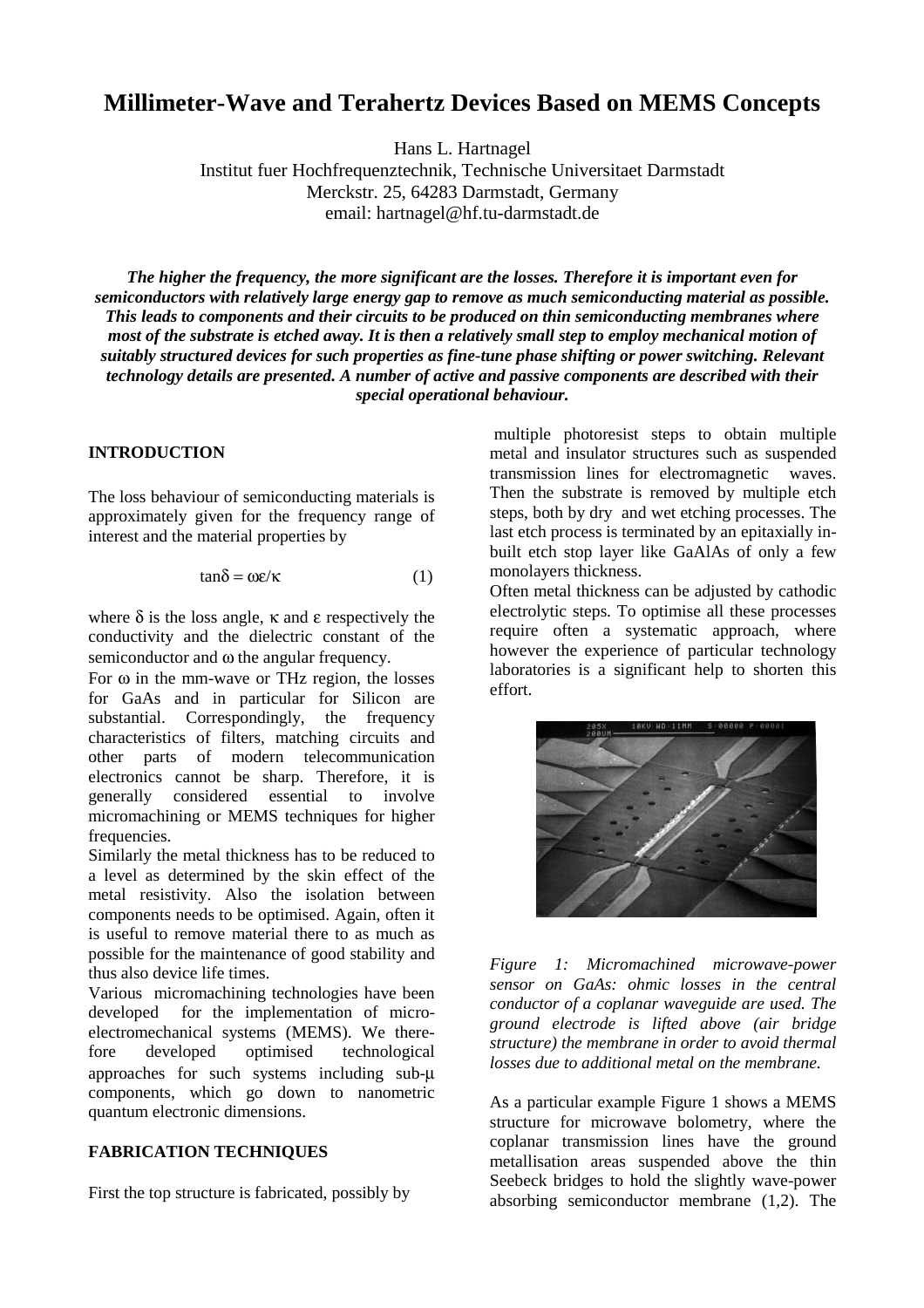# Millimeter-Wave and Terahertz Devices Based on MEMS Concepts

Hans L. Hartnagel
Institut fuer Hochfrequenztechnik, Technische Universitaet Darmstadt
Merckstr. 25, 64283 Darmstadt, Germany
email: hartnagel@hf.tu-darmstadt.de

***The higher the frequency, the more significant are the losses. Therefore it is important even for semiconductors with relatively large energy gap to remove as much semiconducting material as possible. This leads to components and their circuits to be produced on thin semiconducting membranes where most of the substrate is etched away. It is then a relatively small step to employ mechanical motion of suitably structured devices for such properties as fine-tune phase shifting or power switching. Relevant technology details are presented. A number of active and passive components are described with their special operational behaviour.***

## INTRODUCTION

The loss behaviour of semiconducting materials is approximately given for the frequency range of interest and the material properties by

$$\tan\delta = \omega\varepsilon/\kappa \qquad (1)$$

where $\delta$ is the loss angle, $\kappa$ and $\varepsilon$ respectively the conductivity and the dielectric constant of the semiconductor and $\omega$ the angular frequency.

For $\omega$ in the mm-wave or THz region, the losses for GaAs and in particular for Silicon are substantial. Correspondingly, the frequency characteristics of filters, matching circuits and other parts of modern telecommunication electronics cannot be sharp. Therefore, it is generally considered essential to involve micromachining or MEMS techniques for higher frequencies.

Similarly the metal thickness has to be reduced to a level as determined by the skin effect of the metal resistivity. Also the isolation between components needs to be optimised. Again, often it is useful to remove material there to as much as possible for the maintenance of good stability and thus also device life times.

Various micromachining technologies have been developed for the implementation of micro-electromechanical systems (MEMS). We therefore developed optimised technological approaches for such systems including sub-$\mu$ components, which go down to nanometric quantum electronic dimensions.

## FABRICATION TECHNIQUES

First the top structure is fabricated, possibly by multiple photoresist steps to obtain multiple metal and insulator structures such as suspended transmission lines for electromagnetic waves. Then the substrate is removed by multiple etch steps, both by dry and wet etching processes. The last etch process is terminated by an epitaxially in-built etch stop layer like GaAlAs of only a few monolayers thickness.

Often metal thickness can be adjusted by cathodic electrolytic steps. To optimise all these processes require often a systematic approach, where however the experience of particular technology laboratories is a significant help to shorten this effort.

*Figure 1: Micromachined microwave-power sensor on GaAs: ohmic losses in the central conductor of a coplanar waveguide are used. The ground electrode is lifted above (air bridge structure) the membrane in order to avoid thermal losses due to additional metal on the membrane.*

As a particular example Figure 1 shows a MEMS structure for microwave bolometry, where the coplanar transmission lines have the ground metallisation areas suspended above the thin Seebeck bridges to hold the slightly wave-power absorbing semiconductor membrane (1,2). The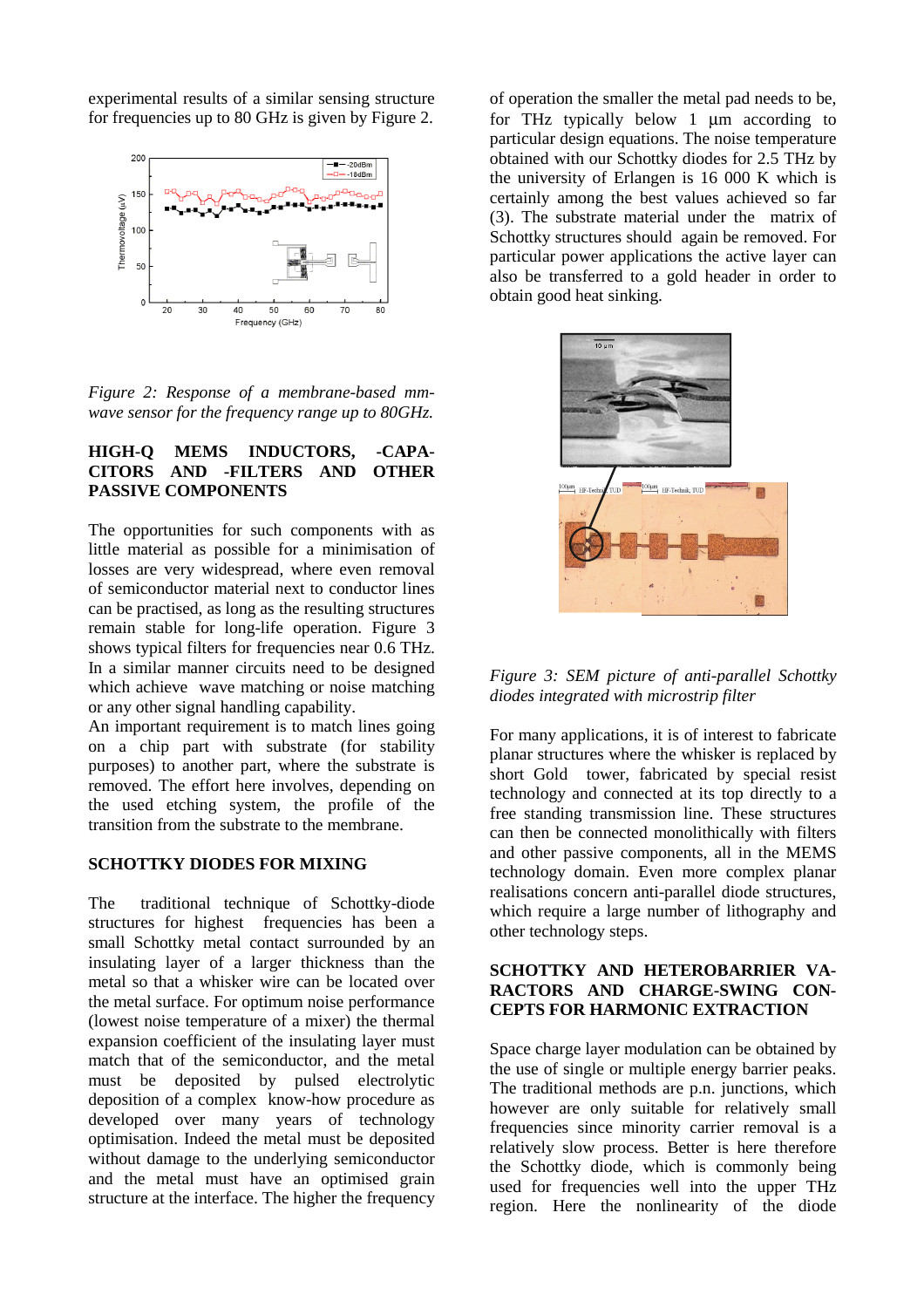experimental results of a similar sensing structure for frequencies up to 80 GHz is given by Figure 2.

*Figure 2: Response of a membrane-based mm-wave sensor for the frequency range up to 80GHz.*

## HIGH-Q MEMS INDUCTORS, -CAPACITORS AND -FILTERS AND OTHER PASSIVE COMPONENTS

The opportunities for such components with as little material as possible for a minimisation of losses are very widespread, where even removal of semiconductor material next to conductor lines can be practised, as long as the resulting structures remain stable for long-life operation. Figure 3 shows typical filters for frequencies near 0.6 THz. In a similar manner circuits need to be designed which achieve wave matching or noise matching or any other signal handling capability.

An important requirement is to match lines going on a chip part with substrate (for stability purposes) to another part, where the substrate is removed. The effort here involves, depending on the used etching system, the profile of the transition from the substrate to the membrane.

## SCHOTTKY DIODES FOR MIXING

The traditional technique of Schottky-diode structures for highest frequencies has been a small Schottky metal contact surrounded by an insulating layer of a larger thickness than the metal so that a whisker wire can be located over the metal surface. For optimum noise performance (lowest noise temperature of a mixer) the thermal expansion coefficient of the insulating layer must match that of the semiconductor, and the metal must be deposited by pulsed electrolytic deposition of a complex know-how procedure as developed over many years of technology optimisation. Indeed the metal must be deposited without damage to the underlying semiconductor and the metal must have an optimised grain structure at the interface. The higher the frequency of operation the smaller the metal pad needs to be, for THz typically below 1 µm according to particular design equations. The noise temperature obtained with our Schottky diodes for 2.5 THz by the university of Erlangen is 16 000 K which is certainly among the best values achieved so far (3). The substrate material under the matrix of Schottky structures should again be removed. For particular power applications the active layer can also be transferred to a gold header in order to obtain good heat sinking.

*Figure 3: SEM picture of anti-parallel Schottky diodes integrated with microstrip filter*

For many applications, it is of interest to fabricate planar structures where the whisker is replaced by short Gold tower, fabricated by special resist technology and connected at its top directly to a free standing transmission line. These structures can then be connected monolithically with filters and other passive components, all in the MEMS technology domain. Even more complex planar realisations concern anti-parallel diode structures, which require a large number of lithography and other technology steps.

## SCHOTTKY AND HETEROBARRIER VARACTORS AND CHARGE-SWING CONCEPTS FOR HARMONIC EXTRACTION

Space charge layer modulation can be obtained by the use of single or multiple energy barrier peaks. The traditional methods are p.n. junctions, which however are only suitable for relatively small frequencies since minority carrier removal is a relatively slow process. Better is here therefore the Schottky diode, which is commonly being used for frequencies well into the upper THz region. Here the nonlinearity of the diode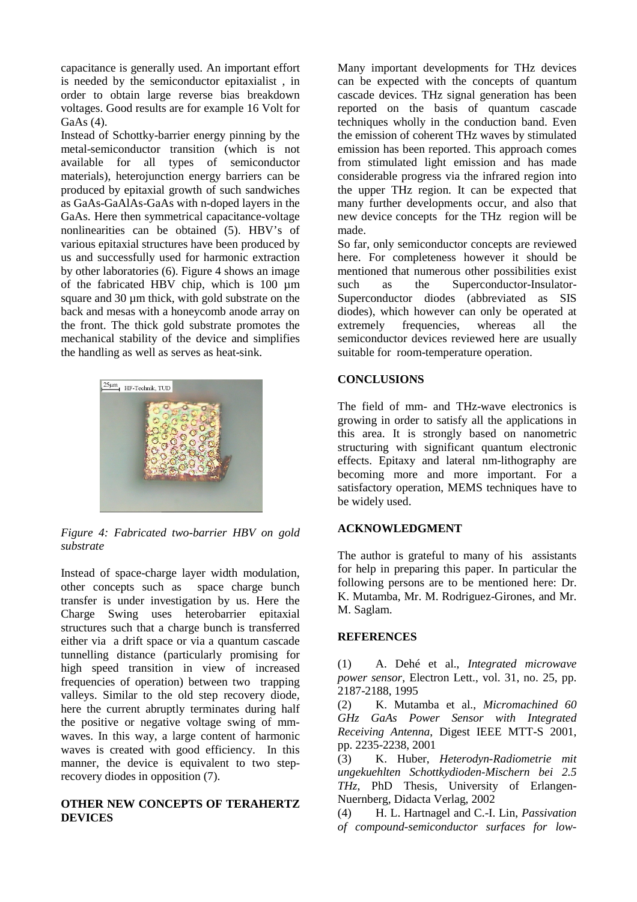capacitance is generally used. An important effort is needed by the semiconductor epitaxialist , in order to obtain large reverse bias breakdown voltages. Good results are for example 16 Volt for GaAs (4).

Instead of Schottky-barrier energy pinning by the metal-semiconductor transition (which is not available for all types of semiconductor materials), heterojunction energy barriers can be produced by epitaxial growth of such sandwiches as GaAs-GaAlAs-GaAs with n-doped layers in the GaAs. Here then symmetrical capacitance-voltage nonlinearities can be obtained (5). HBV's of various epitaxial structures have been produced by us and successfully used for harmonic extraction by other laboratories (6). Figure 4 shows an image of the fabricated HBV chip, which is 100 µm square and 30 µm thick, with gold substrate on the back and mesas with a honeycomb anode array on the front. The thick gold substrate promotes the mechanical stability of the device and simplifies the handling as well as serves as heat-sink.

*Figure 4: Fabricated two-barrier HBV on gold substrate*

Instead of space-charge layer width modulation, other concepts such as space charge bunch transfer is under investigation by us. Here the Charge Swing uses heterobarrier epitaxial structures such that a charge bunch is transferred either via a drift space or via a quantum cascade tunnelling distance (particularly promising for high speed transition in view of increased frequencies of operation) between two trapping valleys. Similar to the old step recovery diode, here the current abruptly terminates during half the positive or negative voltage swing of mm-waves. In this way, a large content of harmonic waves is created with good efficiency. In this manner, the device is equivalent to two step-recovery diodes in opposition (7).

## OTHER NEW CONCEPTS OF TERAHERTZ DEVICES

Many important developments for THz devices can be expected with the concepts of quantum cascade devices. THz signal generation has been reported on the basis of quantum cascade techniques wholly in the conduction band. Even the emission of coherent THz waves by stimulated emission has been reported. This approach comes from stimulated light emission and has made considerable progress via the infrared region into the upper THz region. It can be expected that many further developments occur, and also that new device concepts for the THz region will be made.

So far, only semiconductor concepts are reviewed here. For completeness however it should be mentioned that numerous other possibilities exist such as the Superconductor-Insulator-Superconductor diodes (abbreviated as SIS diodes), which however can only be operated at extremely frequencies, whereas all the semiconductor devices reviewed here are usually suitable for room-temperature operation.

## CONCLUSIONS

The field of mm- and THz-wave electronics is growing in order to satisfy all the applications in this area. It is strongly based on nanometric structuring with significant quantum electronic effects. Epitaxy and lateral nm-lithography are becoming more and more important. For a satisfactory operation, MEMS techniques have to be widely used.

## ACKNOWLEDGMENT

The author is grateful to many of his assistants for help in preparing this paper. In particular the following persons are to be mentioned here: Dr. K. Mutamba, Mr. M. Rodriguez-Girones, and Mr. M. Saglam.

## REFERENCES

(1) A. Dehé et al., *Integrated microwave power sensor*, Electron Lett., vol. 31, no. 25, pp. 2187-2188, 1995

(2) K. Mutamba et al., *Micromachined 60 GHz GaAs Power Sensor with Integrated Receiving Antenna*, Digest IEEE MTT-S 2001, pp. 2235-2238, 2001

(3) K. Huber, *Heterodyn-Radiometrie mit ungekuehlten Schottkydioden-Mischern bei 2.5 THz*, PhD Thesis, University of Erlangen-Nuernberg, Didacta Verlag, 2002

(4) H. L. Hartnagel and C.-I. Lin, *Passivation of compound-semiconductor surfaces for low-*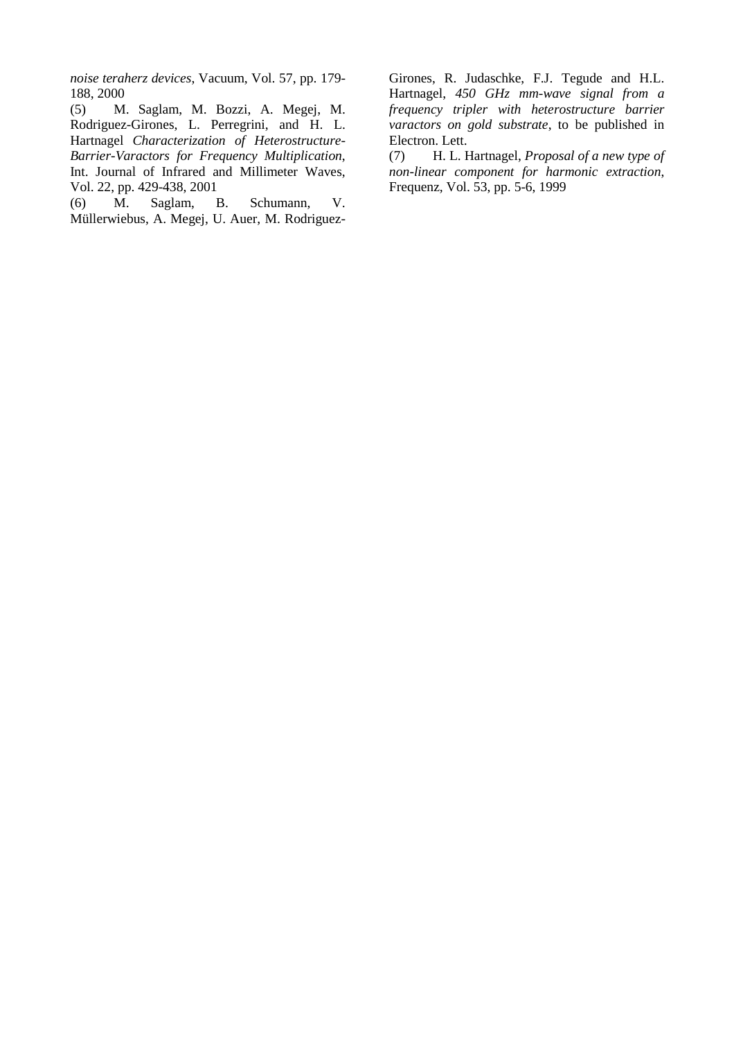*noise teraherz devices*, Vacuum, Vol. 57, pp. 179-188, 2000

(5) M. Saglam, M. Bozzi, A. Megej, M. Rodriguez-Girones, L. Perregrini, and H. L. Hartnagel *Characterization of Heterostructure-Barrier-Varactors for Frequency Multiplication*, Int. Journal of Infrared and Millimeter Waves, Vol. 22, pp. 429-438, 2001

(6) M. Saglam, B. Schumann, V. Müllerwiebus, A. Megej, U. Auer, M. Rodriguez-Girones, R. Judaschke, F.J. Tegude and H.L. Hartnagel, *450 GHz mm-wave signal from a frequency tripler with heterostructure barrier varactors on gold substrate*, to be published in Electron. Lett.

(7) H. L. Hartnagel, *Proposal of a new type of non-linear component for harmonic extraction*, Frequenz, Vol. 53, pp. 5-6, 1999